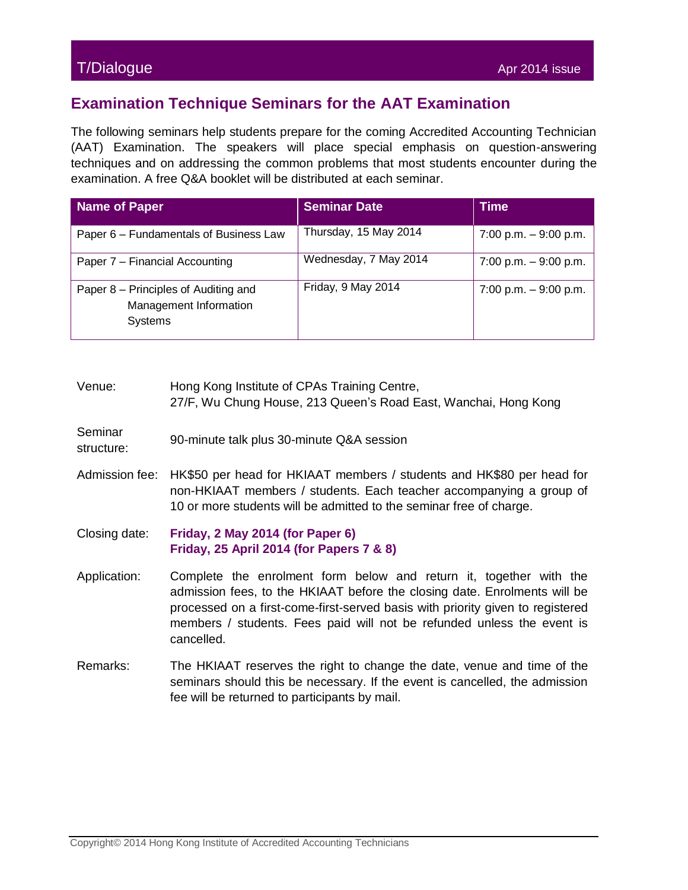## Examination Technique Seminars for the AAT Examination

The following seminars help students prepare for the coming Accredited Accounting Technician (AAT) Examination. The speakers will place special emphasis on question-answering techniques and on addressing the common problems that most students encounter during the examination. A free Q&A booklet will be distributed at each seminar.

| Name of Paper | Seminar Date | Time |
| --- | --- | --- |
| Paper 6 – Fundamentals of Business Law | Thursday, 15 May 2014 | 7:00 p.m. – 9:00 p.m. |
| Paper 7 – Financial Accounting | Wednesday, 7 May 2014 | 7:00 p.m. – 9:00 p.m. |
| Paper 8 – Principles of Auditing and Management Information Systems | Friday, 9 May 2014 | 7:00 p.m. – 9:00 p.m. |

Venue: Hong Kong Institute of CPAs Training Centre, 27/F, Wu Chung House, 213 Queen's Road East, Wanchai, Hong Kong

Seminar structure: 90-minute talk plus 30-minute Q&A session

Admission fee: HK$50 per head for HKIAAT members / students and HK$80 per head for non-HKIAAT members / students. Each teacher accompanying a group of 10 or more students will be admitted to the seminar free of charge.

Closing date: **Friday, 2 May 2014 (for Paper 6)**
**Friday, 25 April 2014 (for Papers 7 & 8)**

Application: Complete the enrolment form below and return it, together with the admission fees, to the HKIAAT before the closing date. Enrolments will be processed on a first-come-first-served basis with priority given to registered members / students. Fees paid will not be refunded unless the event is cancelled.

Remarks: The HKIAAT reserves the right to change the date, venue and time of the seminars should this be necessary. If the event is cancelled, the admission fee will be returned to participants by mail.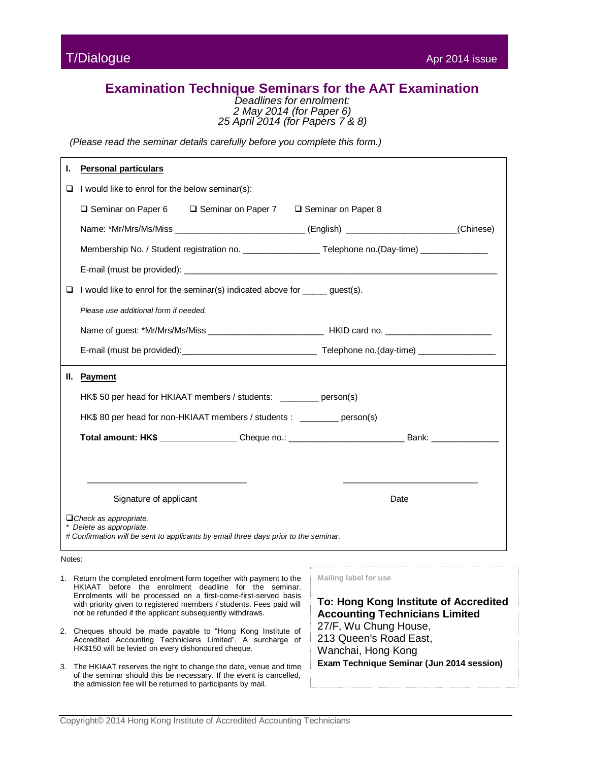# Examination Technique Seminars for the AAT Examination

*Deadlines for enrolment:*
*2 May 2014 (for Paper 6)*
*25 April 2014 (for Papers 7 & 8)*

*(Please read the seminar details carefully before you complete this form.)*

**I. Personal particulars**

❑ I would like to enrol for the below seminar(s):

❑ Seminar on Paper 6 ❑ Seminar on Paper 7 ❑ Seminar on Paper 8

Name: *Mr/Mrs/Ms/Miss __________________________ (English) ______________________(Chinese)

Membership No. / Student registration no. ________________ Telephone no.(Day-time) ______________

E-mail (must be provided): ______________________________________________________________

❑ I would like to enrol for the seminar(s) indicated above for _____ guest(s).

*Please use additional form if needed.*

Name of guest: *Mr/Mrs/Ms/Miss ________________________ HKID card no. ______________________

E-mail (must be provided):____________________________ Telephone no.(day-time) ________________

**II. Payment**

HK$ 50 per head for HKIAAT members / students: ________ person(s)

HK$ 80 per head for non-HKIAAT members / students : ________ person(s)

**Total amount: HK$** ________________ Cheque no.: ________________________ Bank: ______________

__________________________________ ____________________________

Signature of applicant Date

❑*Check as appropriate.*
\* *Delete as appropriate.*
\# *Confirmation will be sent to applicants by email three days prior to the seminar.*

Notes:

1. Return the completed enrolment form together with payment to the HKIAAT before the enrolment deadline for the seminar. Enrolments will be processed on a first-come-first-served basis with priority given to registered members / students. Fees paid will not be refunded if the applicant subsequently withdraws.
2. Cheques should be made payable to "Hong Kong Institute of Accredited Accounting Technicians Limited". A surcharge of HK$150 will be levied on every dishonoured cheque.
3. The HKIAAT reserves the right to change the date, venue and time of the seminar should this be necessary. If the event is cancelled, the admission fee will be returned to participants by mail.

Mailing label for use

**To: Hong Kong Institute of Accredited Accounting Technicians Limited**
27/F, Wu Chung House,
213 Queen's Road East,
Wanchai, Hong Kong
**Exam Technique Seminar (Jun 2014 session)**

Copyright© 2014 Hong Kong Institute of Accredited Accounting Technicians